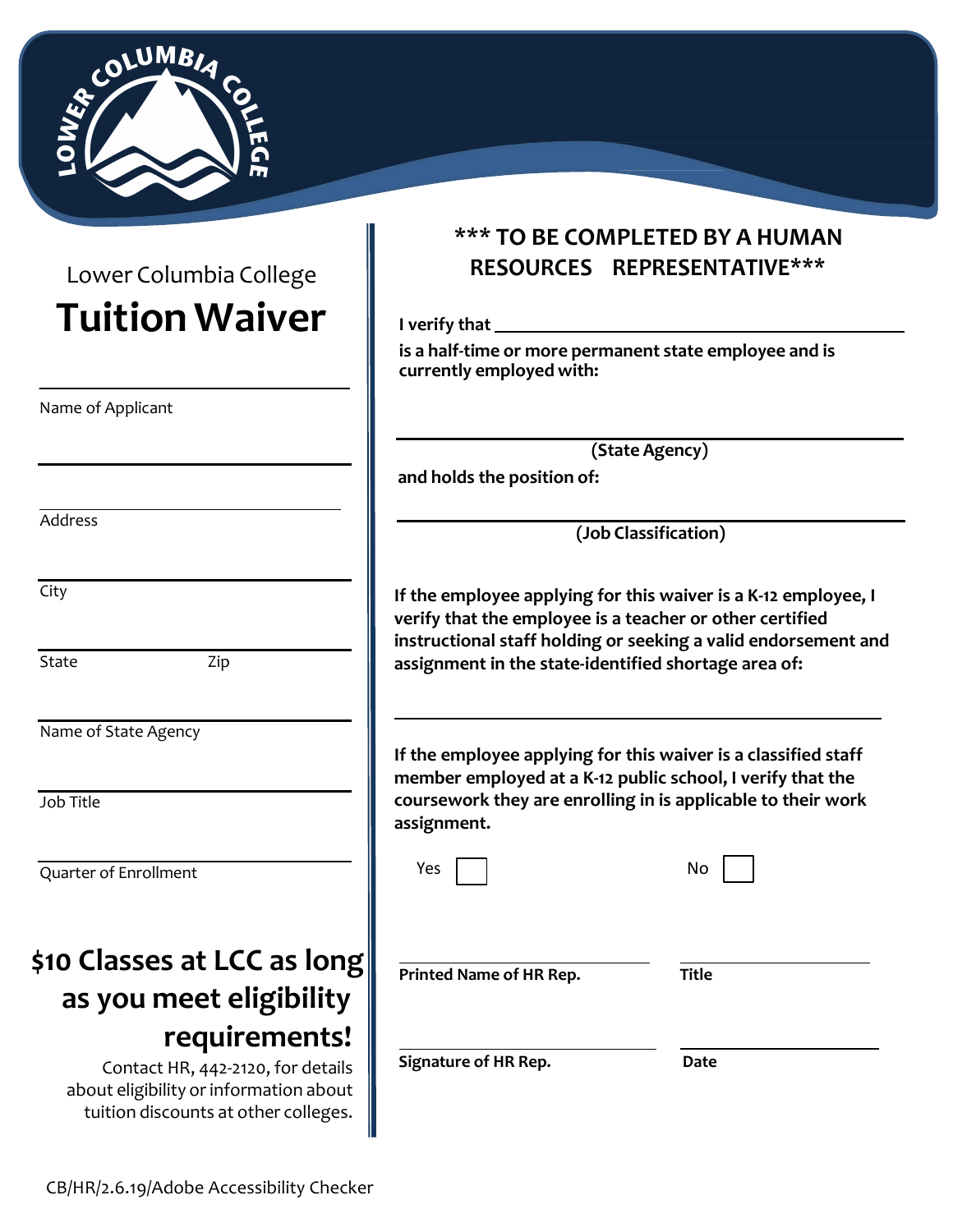Lower Columbia College

# Tuition Waiver

Name of Applicant

Address

City

State Zip

Name of State Agency

Job Title

Quarter of Enrollment

## $10 Classes at LCC as long as you meet eligibility requirements!

Contact HR, 442-2120, for details about eligibility or information about tuition discounts at other colleges.

## \*\*\* TO BE COMPLETED BY A HUMAN RESOURCES REPRESENTATIVE\*\*\*

**I verify that \_\_\_\_\_\_\_\_\_\_\_\_\_\_\_\_\_\_\_\_\_\_\_\_\_\_\_\_\_\_**

**is a half-time or more permanent state employee and is currently employed with:**

**(State Agency)**

**and holds the position of:**

**(Job Classification)**

**If the employee applying for this waiver is a K-12 employee, I verify that the employee is a teacher or other certified instructional staff holding or seeking a valid endorsement and assignment in the state-identified shortage area of:**

**If the employee applying for this waiver is a classified staff member employed at a K-12 public school, I verify that the coursework they are enrolling in is applicable to their work assignment.**

Yes ☐ No ☐

**Printed Name of HR Rep.** **Title**

**Signature of HR Rep.** **Date**

CB/HR/2.6.19/Adobe Accessibility Checker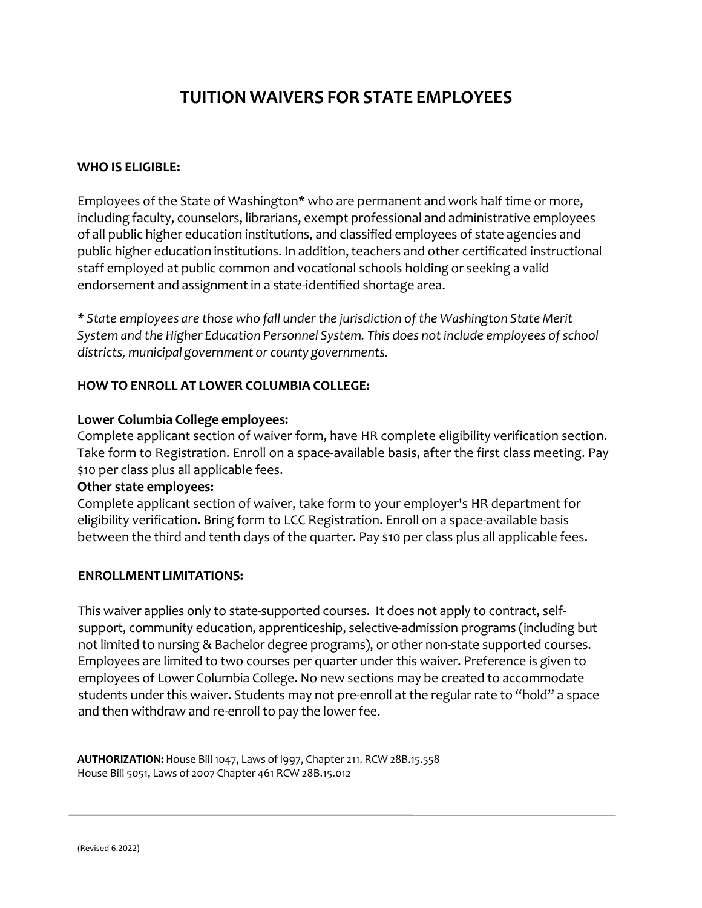# TUITION WAIVERS FOR STATE EMPLOYEES

**WHO IS ELIGIBLE:**

Employees of the State of Washington* who are permanent and work half time or more, including faculty, counselors, librarians, exempt professional and administrative employees of all public higher education institutions, and classified employees of state agencies and public higher education institutions. In addition, teachers and other certificated instructional staff employed at public common and vocational schools holding or seeking a valid endorsement and assignment in a state-identified shortage area.

*\* State employees are those who fall under the jurisdiction of the Washington State Merit System and the Higher Education Personnel System. This does not include employees of school districts, municipal government or county governments.*

**HOW TO ENROLL AT LOWER COLUMBIA COLLEGE:**

**Lower Columbia College employees:**
Complete applicant section of waiver form, have HR complete eligibility verification section. Take form to Registration. Enroll on a space-available basis, after the first class meeting. Pay $10 per class plus all applicable fees.

**Other state employees:**
Complete applicant section of waiver, take form to your employer's HR department for eligibility verification. Bring form to LCC Registration. Enroll on a space-available basis between the third and tenth days of the quarter. Pay $10 per class plus all applicable fees.

**ENROLLMENT LIMITATIONS:**

This waiver applies only to state-supported courses. It does not apply to contract, self-support, community education, apprenticeship, selective-admission programs (including but not limited to nursing & Bachelor degree programs), or other non-state supported courses. Employees are limited to two courses per quarter under this waiver. Preference is given to employees of Lower Columbia College. No new sections may be created to accommodate students under this waiver. Students may not pre-enroll at the regular rate to "hold" a space and then withdraw and re-enroll to pay the lower fee.

**AUTHORIZATION:** House Bill 1047, Laws of l997, Chapter 211. RCW 28B.15.558
House Bill 5051, Laws of 2007 Chapter 461 RCW 28B.15.012

(Revised 6.2022)